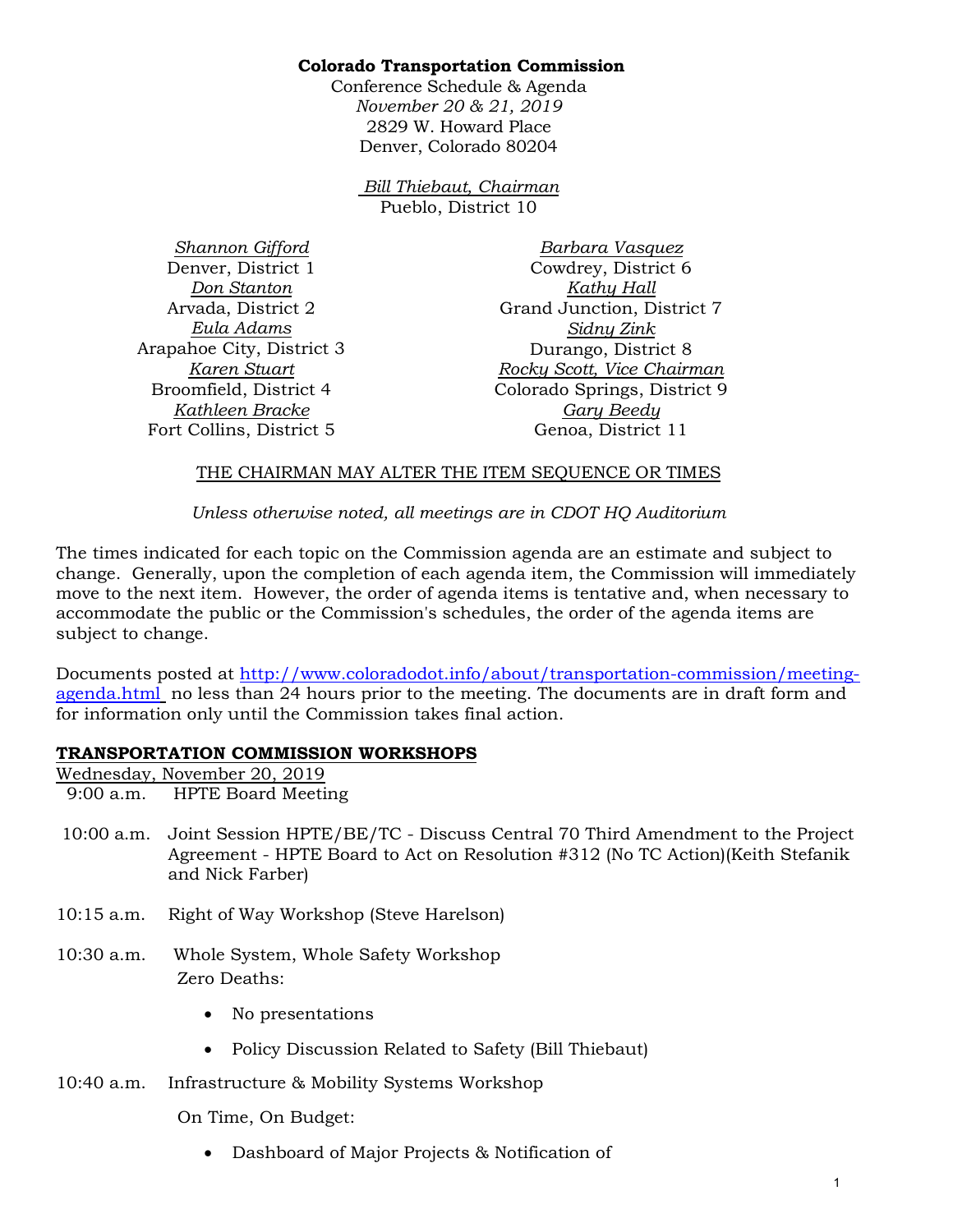**Colorado Transportation Commission**
Conference Schedule & Agenda
*November 20 & 21, 2019*
2829 W. Howard Place
Denver, Colorado 80204

*Bill Thiebaut, Chairman*
Pueblo, District 10

*Shannon Gifford*
Denver, District 1
*Don Stanton*
Arvada, District 2
*Eula Adams*
Arapahoe City, District 3
*Karen Stuart*
Broomfield, District 4
*Kathleen Bracke*
Fort Collins, District 5

*Barbara Vasquez*
Cowdrey, District 6
*Kathy Hall*
Grand Junction, District 7
*Sidny Zink*
Durango, District 8
*Rocky Scott, Vice Chairman*
Colorado Springs, District 9
*Gary Beedy*
Genoa, District 11

THE CHAIRMAN MAY ALTER THE ITEM SEQUENCE OR TIMES

*Unless otherwise noted, all meetings are in CDOT HQ Auditorium*

The times indicated for each topic on the Commission agenda are an estimate and subject to change. Generally, upon the completion of each agenda item, the Commission will immediately move to the next item. However, the order of agenda items is tentative and, when necessary to accommodate the public or the Commission's schedules, the order of the agenda items are subject to change.

Documents posted at http://www.coloradodot.info/about/transportation-commission/meeting-agenda.html no less than 24 hours prior to the meeting. The documents are in draft form and for information only until the Commission takes final action.

## TRANSPORTATION COMMISSION WORKSHOPS

Wednesday, November 20, 2019

9:00 a.m. HPTE Board Meeting

10:00 a.m. Joint Session HPTE/BE/TC - Discuss Central 70 Third Amendment to the Project Agreement - HPTE Board to Act on Resolution #312 (No TC Action)(Keith Stefanik and Nick Farber)

10:15 a.m. Right of Way Workshop (Steve Harelson)

10:30 a.m. Whole System, Whole Safety Workshop
Zero Deaths:

- No presentations
- Policy Discussion Related to Safety (Bill Thiebaut)

10:40 a.m. Infrastructure & Mobility Systems Workshop

On Time, On Budget:

- Dashboard of Major Projects & Notification of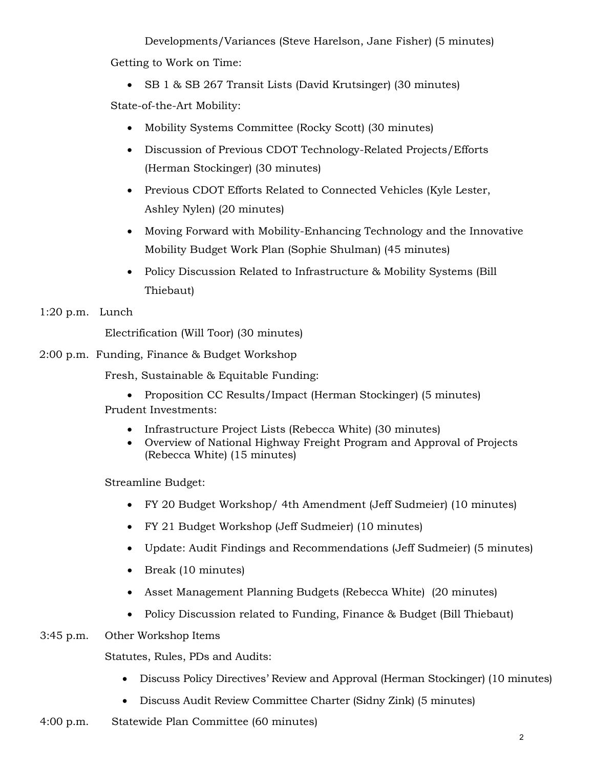Developments/Variances (Steve Harelson, Jane Fisher) (5 minutes)

Getting to Work on Time:

- SB 1 & SB 267 Transit Lists (David Krutsinger) (30 minutes)

State-of-the-Art Mobility:

- Mobility Systems Committee (Rocky Scott) (30 minutes)
- Discussion of Previous CDOT Technology-Related Projects/Efforts (Herman Stockinger) (30 minutes)
- Previous CDOT Efforts Related to Connected Vehicles (Kyle Lester, Ashley Nylen) (20 minutes)
- Moving Forward with Mobility-Enhancing Technology and the Innovative Mobility Budget Work Plan (Sophie Shulman) (45 minutes)
- Policy Discussion Related to Infrastructure & Mobility Systems (Bill Thiebaut)

1:20 p.m. Lunch

Electrification (Will Toor) (30 minutes)

2:00 p.m. Funding, Finance & Budget Workshop

Fresh, Sustainable & Equitable Funding:

- Proposition CC Results/Impact (Herman Stockinger) (5 minutes)

Prudent Investments:

- Infrastructure Project Lists (Rebecca White) (30 minutes)
- Overview of National Highway Freight Program and Approval of Projects (Rebecca White) (15 minutes)

Streamline Budget:

- FY 20 Budget Workshop/ 4th Amendment (Jeff Sudmeier) (10 minutes)
- FY 21 Budget Workshop (Jeff Sudmeier) (10 minutes)
- Update: Audit Findings and Recommendations (Jeff Sudmeier) (5 minutes)
- Break (10 minutes)
- Asset Management Planning Budgets (Rebecca White) (20 minutes)
- Policy Discussion related to Funding, Finance & Budget (Bill Thiebaut)

3:45 p.m. Other Workshop Items

Statutes, Rules, PDs and Audits:

- Discuss Policy Directives' Review and Approval (Herman Stockinger) (10 minutes)
- Discuss Audit Review Committee Charter (Sidny Zink) (5 minutes)

4:00 p.m. Statewide Plan Committee (60 minutes)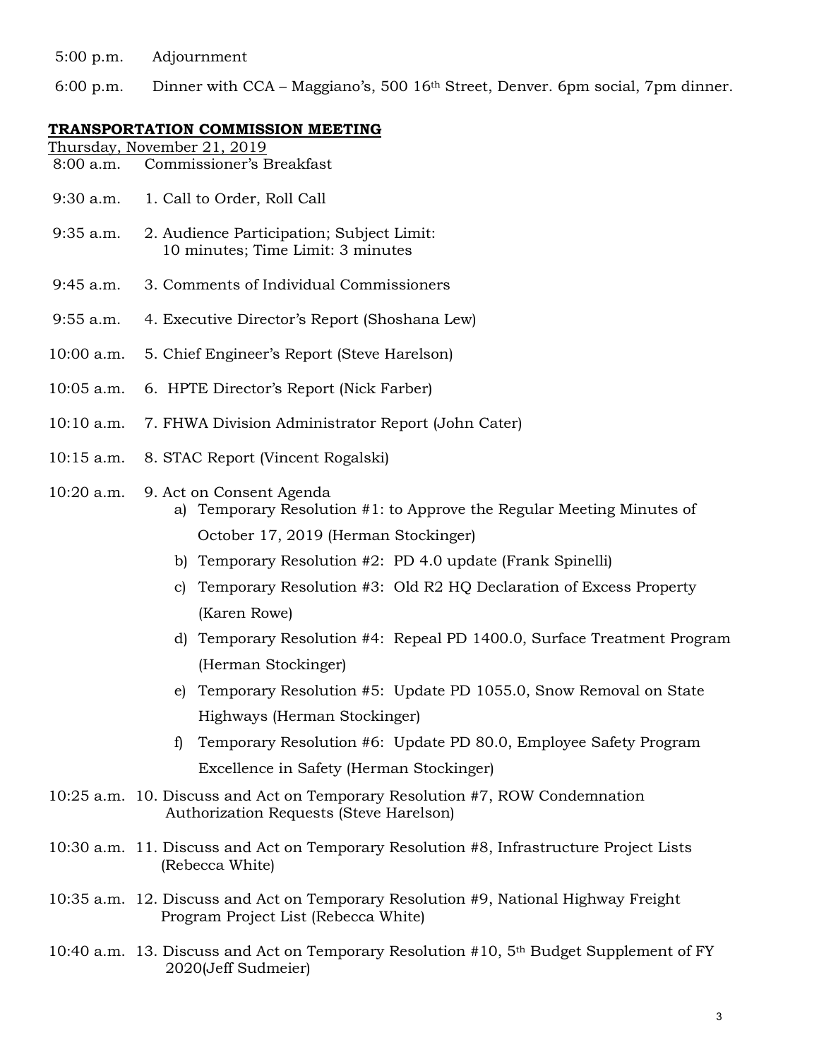5:00 p.m. Adjournment

6:00 p.m. Dinner with CCA – Maggiano's, 500 16th Street, Denver. 6pm social, 7pm dinner.

**TRANSPORTATION COMMISSION MEETING**

Thursday, November 21, 2019

8:00 a.m. Commissioner's Breakfast

9:30 a.m. 1. Call to Order, Roll Call

9:35 a.m. 2. Audience Participation; Subject Limit: 10 minutes; Time Limit: 3 minutes

9:45 a.m. 3. Comments of Individual Commissioners

9:55 a.m. 4. Executive Director's Report (Shoshana Lew)

10:00 a.m. 5. Chief Engineer's Report (Steve Harelson)

10:05 a.m. 6. HPTE Director's Report (Nick Farber)

10:10 a.m. 7. FHWA Division Administrator Report (John Cater)

10:15 a.m. 8. STAC Report (Vincent Rogalski)

10:20 a.m. 9. Act on Consent Agenda

- a) Temporary Resolution #1: to Approve the Regular Meeting Minutes of October 17, 2019 (Herman Stockinger)
- b) Temporary Resolution #2: PD 4.0 update (Frank Spinelli)
- c) Temporary Resolution #3: Old R2 HQ Declaration of Excess Property (Karen Rowe)
- d) Temporary Resolution #4: Repeal PD 1400.0, Surface Treatment Program (Herman Stockinger)
- e) Temporary Resolution #5: Update PD 1055.0, Snow Removal on State Highways (Herman Stockinger)
- f) Temporary Resolution #6: Update PD 80.0, Employee Safety Program Excellence in Safety (Herman Stockinger)

10:25 a.m. 10. Discuss and Act on Temporary Resolution #7, ROW Condemnation Authorization Requests (Steve Harelson)

10:30 a.m. 11. Discuss and Act on Temporary Resolution #8, Infrastructure Project Lists (Rebecca White)

10:35 a.m. 12. Discuss and Act on Temporary Resolution #9, National Highway Freight Program Project List (Rebecca White)

10:40 a.m. 13. Discuss and Act on Temporary Resolution #10, 5th Budget Supplement of FY 2020(Jeff Sudmeier)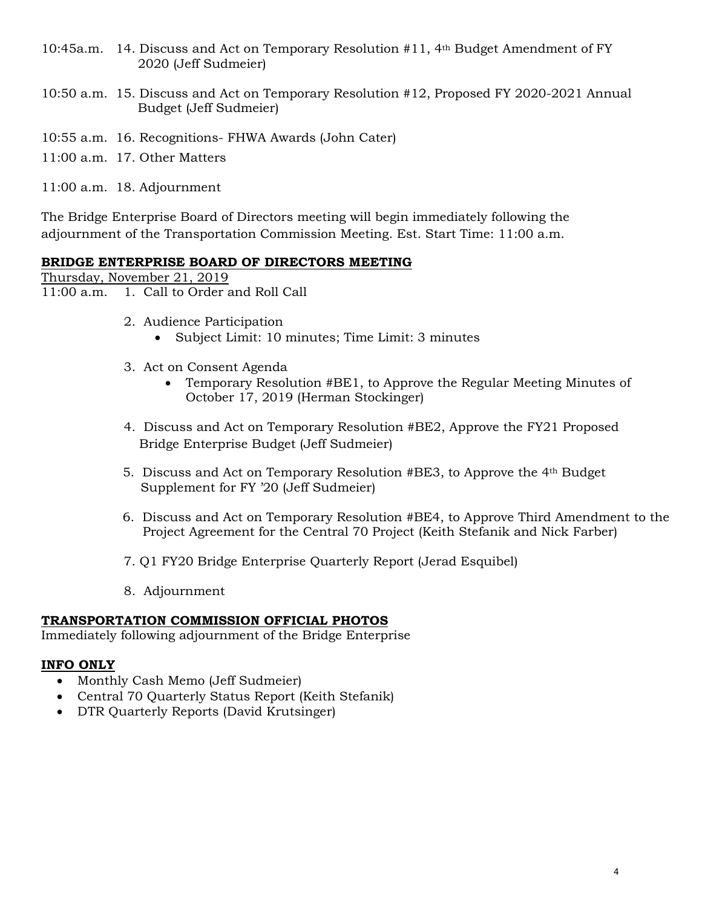10:45a.m. 14. Discuss and Act on Temporary Resolution #11, 4th Budget Amendment of FY 2020 (Jeff Sudmeier)

10:50 a.m. 15. Discuss and Act on Temporary Resolution #12, Proposed FY 2020-2021 Annual Budget (Jeff Sudmeier)

10:55 a.m. 16. Recognitions- FHWA Awards (John Cater)

11:00 a.m. 17. Other Matters

11:00 a.m. 18. Adjournment

The Bridge Enterprise Board of Directors meeting will begin immediately following the adjournment of the Transportation Commission Meeting. Est. Start Time: 11:00 a.m.

## BRIDGE ENTERPRISE BOARD OF DIRECTORS MEETING

Thursday, November 21, 2019

11:00 a.m. 1. Call to Order and Roll Call

2. Audience Participation
   - Subject Limit: 10 minutes; Time Limit: 3 minutes

3. Act on Consent Agenda
   - Temporary Resolution #BE1, to Approve the Regular Meeting Minutes of October 17, 2019 (Herman Stockinger)

4. Discuss and Act on Temporary Resolution #BE2, Approve the FY21 Proposed Bridge Enterprise Budget (Jeff Sudmeier)

5. Discuss and Act on Temporary Resolution #BE3, to Approve the 4th Budget Supplement for FY '20 (Jeff Sudmeier)

6. Discuss and Act on Temporary Resolution #BE4, to Approve Third Amendment to the Project Agreement for the Central 70 Project (Keith Stefanik and Nick Farber)

7. Q1 FY20 Bridge Enterprise Quarterly Report (Jerad Esquibel)

8. Adjournment

## TRANSPORTATION COMMISSION OFFICIAL PHOTOS

Immediately following adjournment of the Bridge Enterprise

## INFO ONLY

- Monthly Cash Memo (Jeff Sudmeier)
- Central 70 Quarterly Status Report (Keith Stefanik)
- DTR Quarterly Reports (David Krutsinger)